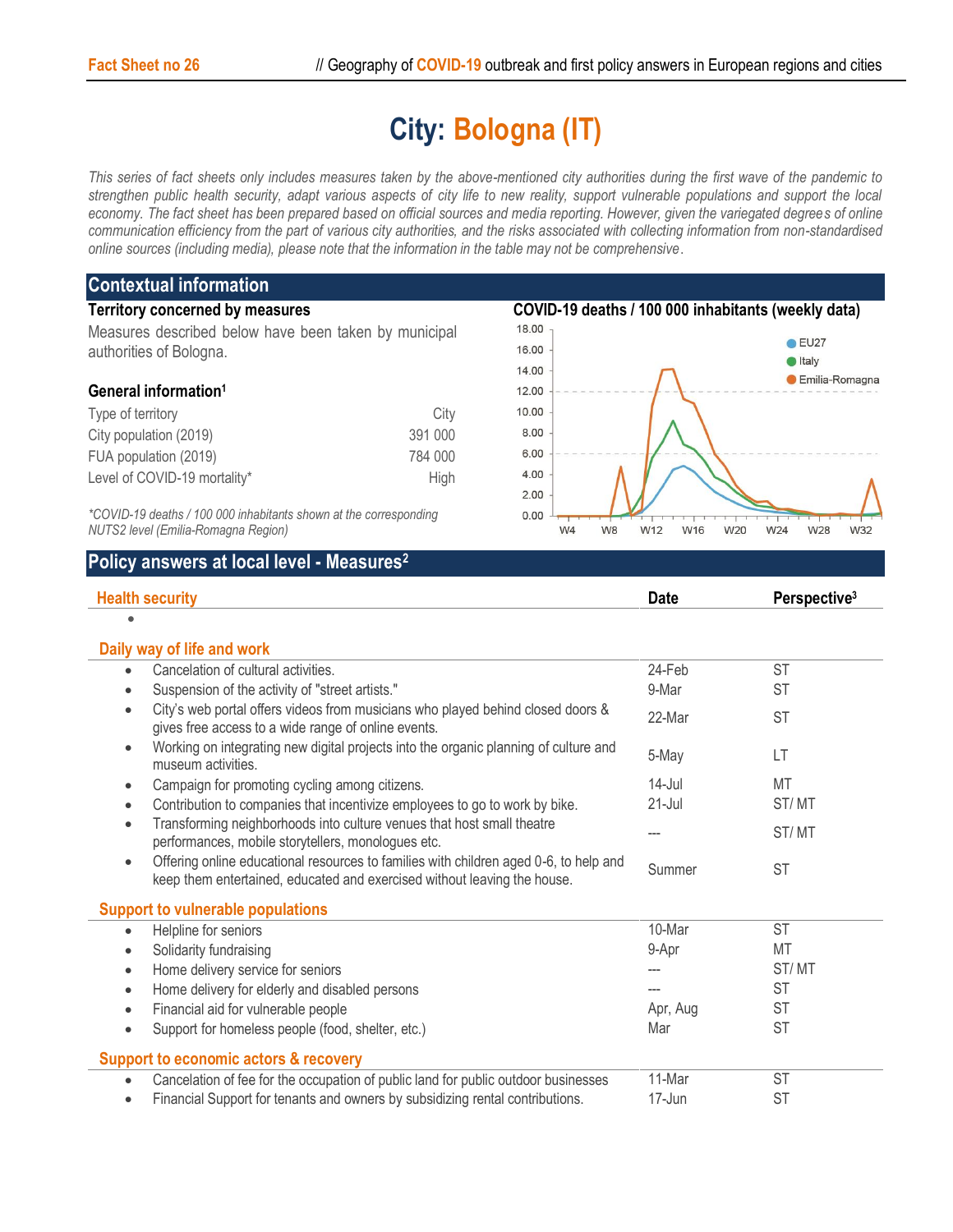# City: Bologna (IT)

*This series of fact sheets only includes measures taken by the above-mentioned city authorities during the first wave of the pandemic to strengthen public health security, adapt various aspects of city life to new reality, support vulnerable populations and support the local economy. The fact sheet has been prepared based on official sources and media reporting. However, given the variegated degrees of online communication efficiency from the part of various city authorities, and the risks associated with collecting information from non-standardised online sources (including media), please note that the information in the table may not be comprehensive.*

## Contextual information

### Territory concerned by measures

Measures described below have been taken by municipal authorities of Bologna.

### General information[1]

| | |
|---|---|
| Type of territory | City |
| City population (2019) | 391 000 |
| FUA population (2019) | 784 000 |
| Level of COVID-19 mortality* | High |

*\*COVID-19 deaths / 100 000 inhabitants shown at the corresponding NUTS2 level (Emilia-Romagna Region)*

### COVID-19 deaths / 100 000 inhabitants (weekly data)

## Policy answers at local level - Measures[2]

| Health security | Date | Perspective[3] |
|---|---|---|
| • | | |
| **Daily way of life and work** | | |
| • Cancelation of cultural activities. | 24-Feb | ST |
| • Suspension of the activity of "street artists." | 9-Mar | ST |
| • City's web portal offers videos from musicians who played behind closed doors & gives free access to a wide range of online events. | 22-Mar | ST |
| • Working on integrating new digital projects into the organic planning of culture and museum activities. | 5-May | LT |
| • Campaign for promoting cycling among citizens. | 14-Jul | MT |
| • Contribution to companies that incentivize employees to go to work by bike. | 21-Jul | ST/ MT |
| • Transforming neighborhoods into culture venues that host small theatre performances, mobile storytellers, monologues etc. | --- | ST/ MT |
| • Offering online educational resources to families with children aged 0-6, to help and keep them entertained, educated and exercised without leaving the house. | Summer | ST |
| **Support to vulnerable populations** | | |
| • Helpline for seniors | 10-Mar | ST |
| • Solidarity fundraising | 9-Apr | MT |
| • Home delivery service for seniors | --- | ST/ MT |
| • Home delivery for elderly and disabled persons | --- | ST |
| • Financial aid for vulnerable people | Apr, Aug | ST |
| • Support for homeless people (food, shelter, etc.) | Mar | ST |
| **Support to economic actors & recovery** | | |
| • Cancelation of fee for the occupation of public land for public outdoor businesses | 11-Mar | ST |
| • Financial Support for tenants and owners by subsidizing rental contributions. | 17-Jun | ST |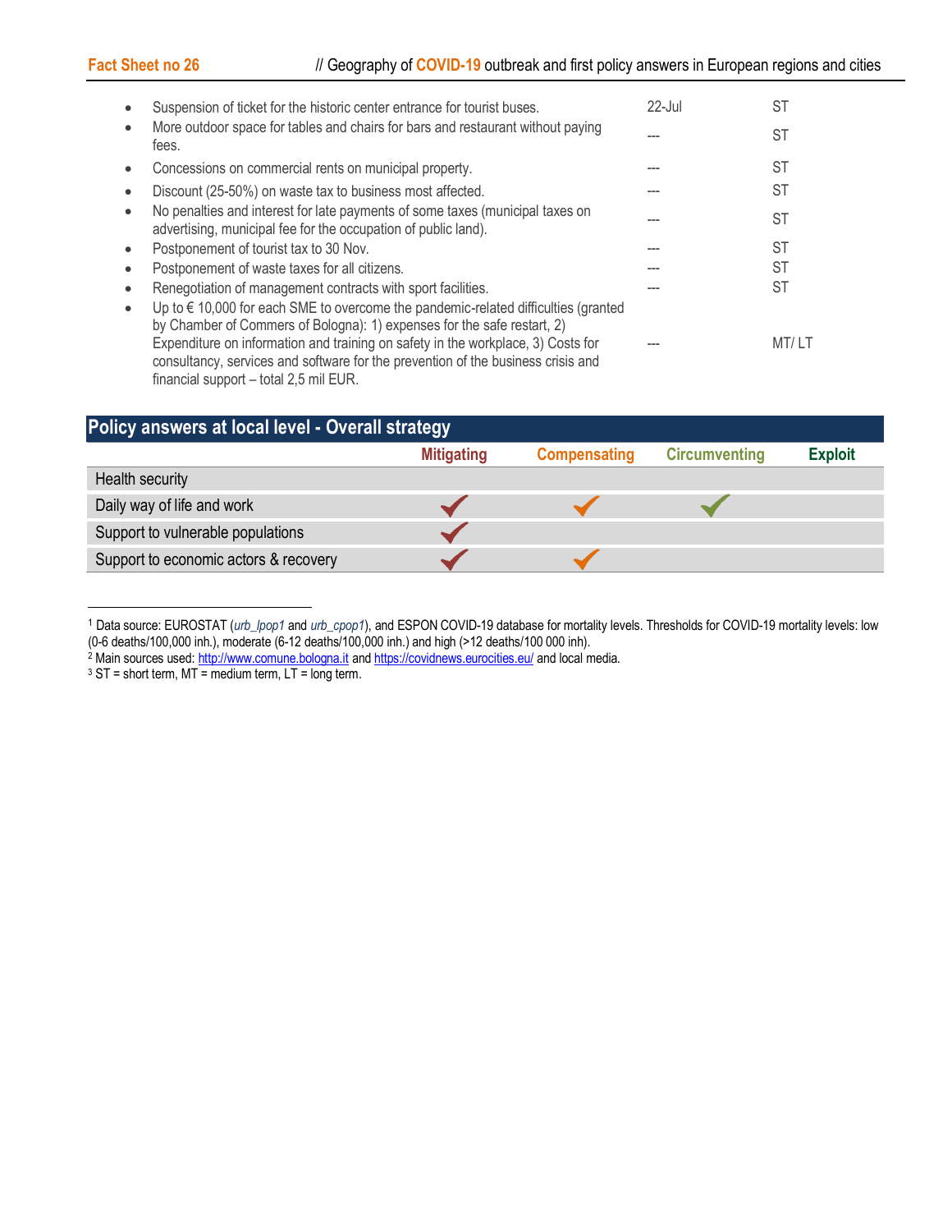| | | |
|---|---|---|
| • Suspension of ticket for the historic center entrance for tourist buses. | 22-Jul | ST |
| • More outdoor space for tables and chairs for bars and restaurant without paying fees. | --- | ST |
| • Concessions on commercial rents on municipal property. | --- | ST |
| • Discount (25-50%) on waste tax to business most affected. | --- | ST |
| • No penalties and interest for late payments of some taxes (municipal taxes on advertising, municipal fee for the occupation of public land). | --- | ST |
| • Postponement of tourist tax to 30 Nov. | --- | ST |
| • Postponement of waste taxes for all citizens. | --- | ST |
| • Renegotiation of management contracts with sport facilities. | --- | ST |
| • Up to € 10,000 for each SME to overcome the pandemic-related difficulties (granted by Chamber of Commers of Bologna): 1) expenses for the safe restart, 2) Expenditure on information and training on safety in the workplace, 3) Costs for consultancy, services and software for the prevention of the business crisis and financial support – total 2,5 mil EUR. | --- | MT/ LT |

## Policy answers at local level - Overall strategy

| | Mitigating | Compensating | Circumventing | Exploit |
|---|---|---|---|---|
| Health security | | | | |
| Daily way of life and work | ✓ | ✓ | ✓ | |
| Support to vulnerable populations | ✓ | | | |
| Support to economic actors & recovery | ✓ | ✓ | | |

[1] Data source: EUROSTAT (*urb_lpop1* and *urb_cpop1*), and ESPON COVID-19 database for mortality levels. Thresholds for COVID-19 mortality levels: low (0-6 deaths/100,000 inh.), moderate (6-12 deaths/100,000 inh.) and high (>12 deaths/100 000 inh).

[2] Main sources used: http://www.comune.bologna.it and https://covidnews.eurocities.eu/ and local media.

[3] ST = short term, MT = medium term, LT = long term.